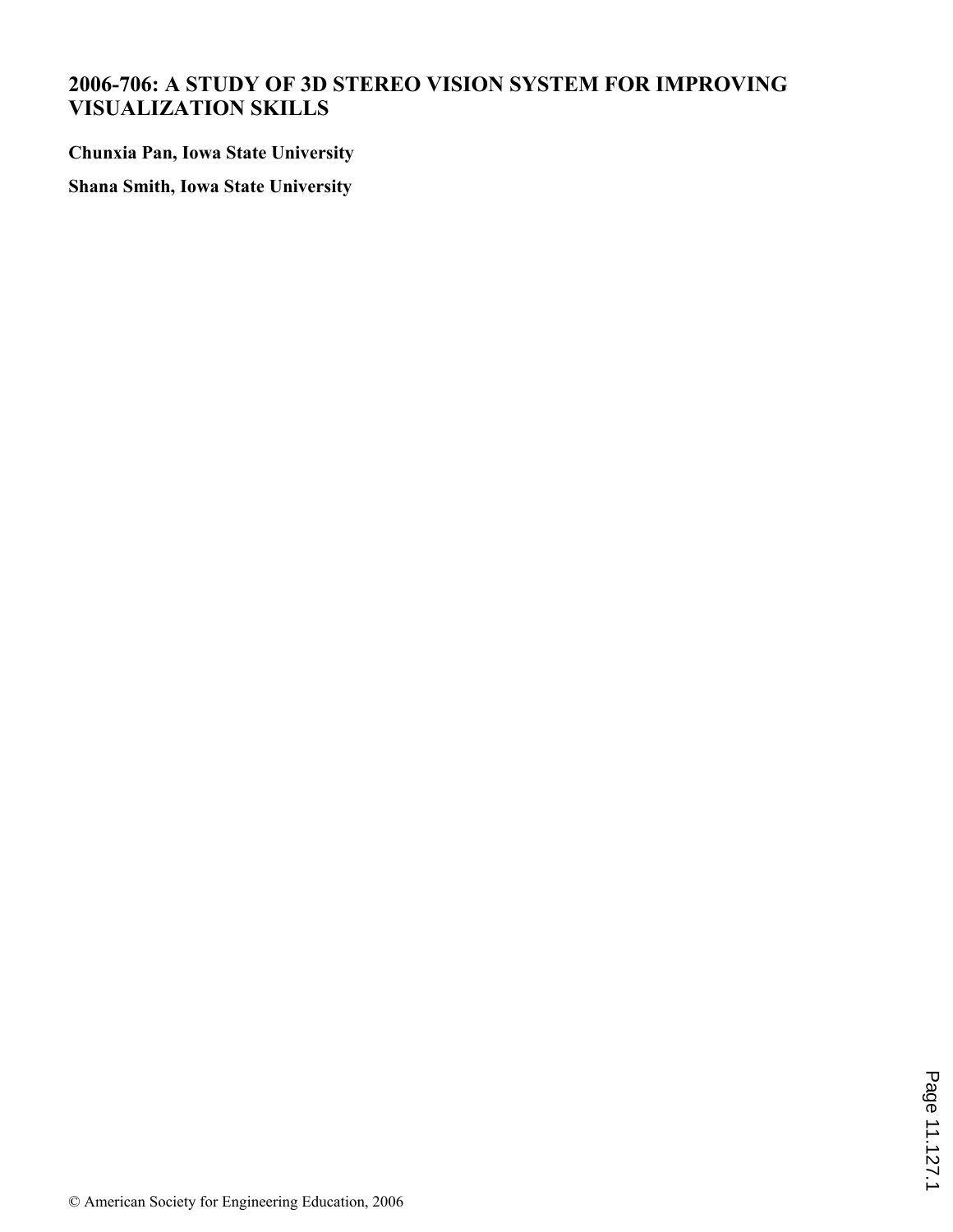# 2006-706: A STUDY OF 3D STEREO VISION SYSTEM FOR IMPROVING VISUALIZATION SKILLS

**Chunxia Pan, Iowa State University**

**Shana Smith, Iowa State University**

© American Society for Engineering Education, 2006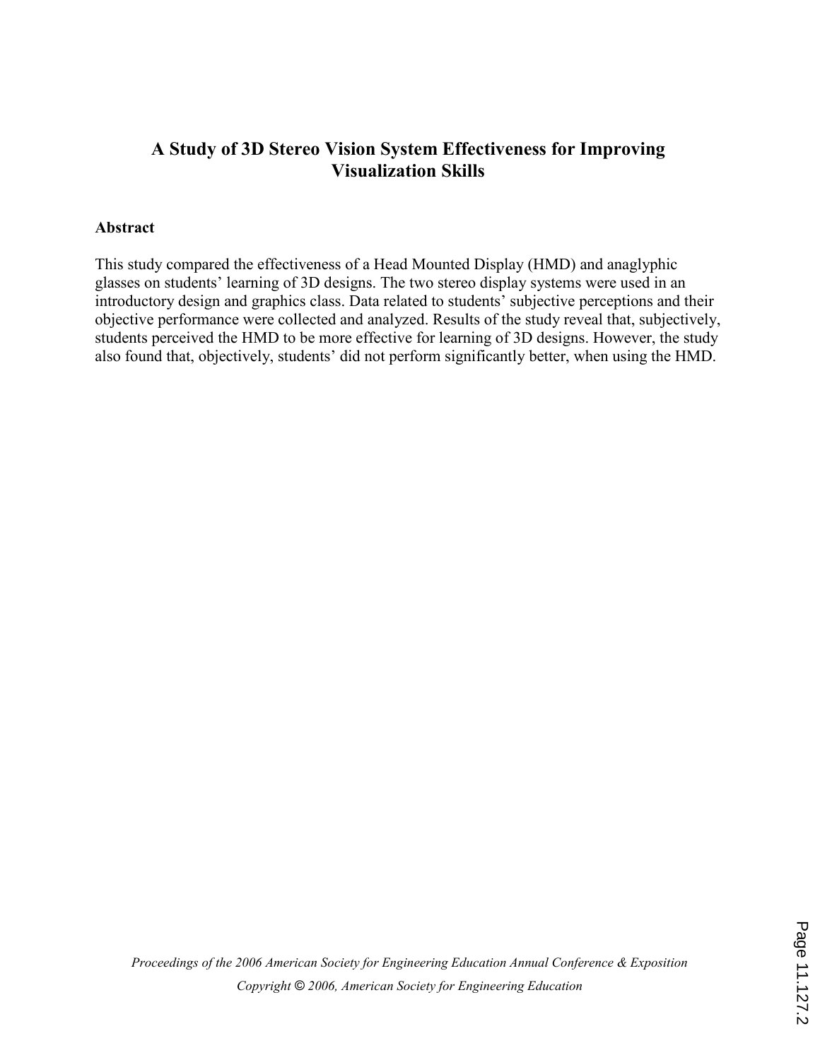# A Study of 3D Stereo Vision System Effectiveness for Improving Visualization Skills

## Abstract

This study compared the effectiveness of a Head Mounted Display (HMD) and anaglyphic glasses on students' learning of 3D designs. The two stereo display systems were used in an introductory design and graphics class. Data related to students' subjective perceptions and their objective performance were collected and analyzed. Results of the study reveal that, subjectively, students perceived the HMD to be more effective for learning of 3D designs. However, the study also found that, objectively, students' did not perform significantly better, when using the HMD.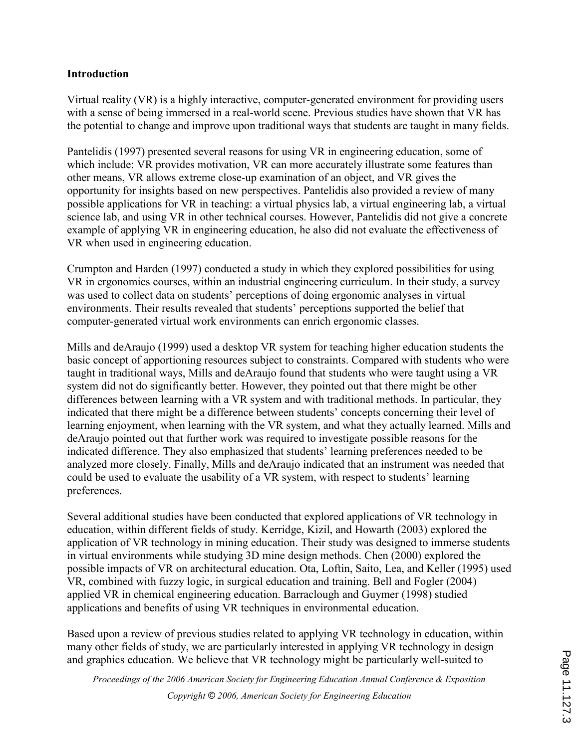## Introduction

Virtual reality (VR) is a highly interactive, computer-generated environment for providing users with a sense of being immersed in a real-world scene. Previous studies have shown that VR has the potential to change and improve upon traditional ways that students are taught in many fields.

Pantelidis (1997) presented several reasons for using VR in engineering education, some of which include: VR provides motivation, VR can more accurately illustrate some features than other means, VR allows extreme close-up examination of an object, and VR gives the opportunity for insights based on new perspectives. Pantelidis also provided a review of many possible applications for VR in teaching: a virtual physics lab, a virtual engineering lab, a virtual science lab, and using VR in other technical courses. However, Pantelidis did not give a concrete example of applying VR in engineering education, he also did not evaluate the effectiveness of VR when used in engineering education.

Crumpton and Harden (1997) conducted a study in which they explored possibilities for using VR in ergonomics courses, within an industrial engineering curriculum. In their study, a survey was used to collect data on students' perceptions of doing ergonomic analyses in virtual environments. Their results revealed that students' perceptions supported the belief that computer-generated virtual work environments can enrich ergonomic classes.

Mills and deAraujo (1999) used a desktop VR system for teaching higher education students the basic concept of apportioning resources subject to constraints. Compared with students who were taught in traditional ways, Mills and deAraujo found that students who were taught using a VR system did not do significantly better. However, they pointed out that there might be other differences between learning with a VR system and with traditional methods. In particular, they indicated that there might be a difference between students' concepts concerning their level of learning enjoyment, when learning with the VR system, and what they actually learned. Mills and deAraujo pointed out that further work was required to investigate possible reasons for the indicated difference. They also emphasized that students' learning preferences needed to be analyzed more closely. Finally, Mills and deAraujo indicated that an instrument was needed that could be used to evaluate the usability of a VR system, with respect to students' learning preferences.

Several additional studies have been conducted that explored applications of VR technology in education, within different fields of study. Kerridge, Kizil, and Howarth (2003) explored the application of VR technology in mining education. Their study was designed to immerse students in virtual environments while studying 3D mine design methods. Chen (2000) explored the possible impacts of VR on architectural education. Ota, Loftin, Saito, Lea, and Keller (1995) used VR, combined with fuzzy logic, in surgical education and training. Bell and Fogler (2004) applied VR in chemical engineering education. Barraclough and Guymer (1998) studied applications and benefits of using VR techniques in environmental education.

Based upon a review of previous studies related to applying VR technology in education, within many other fields of study, we are particularly interested in applying VR technology in design and graphics education. We believe that VR technology might be particularly well-suited to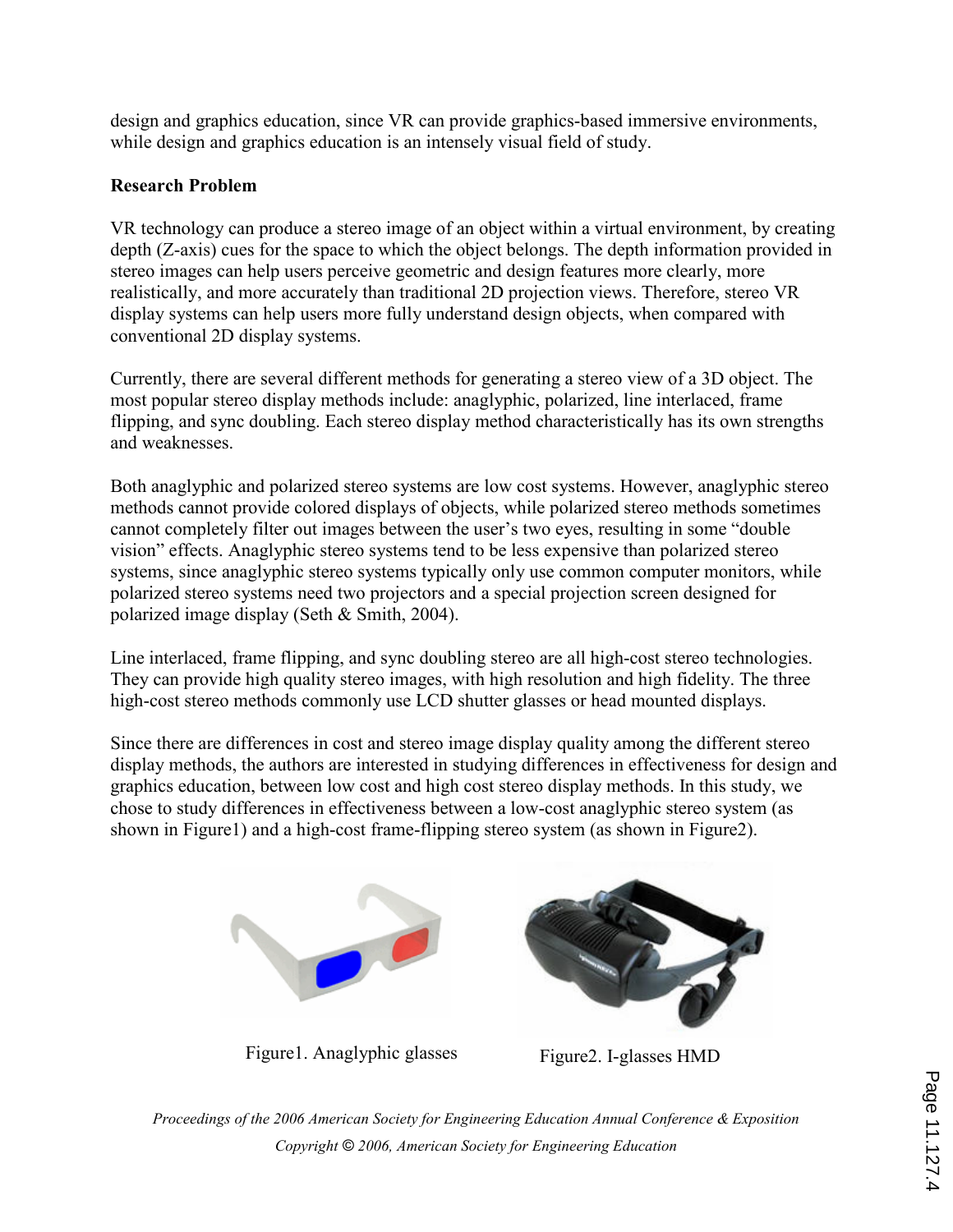design and graphics education, since VR can provide graphics-based immersive environments, while design and graphics education is an intensely visual field of study.

**Research Problem**

VR technology can produce a stereo image of an object within a virtual environment, by creating depth (Z-axis) cues for the space to which the object belongs. The depth information provided in stereo images can help users perceive geometric and design features more clearly, more realistically, and more accurately than traditional 2D projection views. Therefore, stereo VR display systems can help users more fully understand design objects, when compared with conventional 2D display systems.

Currently, there are several different methods for generating a stereo view of a 3D object. The most popular stereo display methods include: anaglyphic, polarized, line interlaced, frame flipping, and sync doubling. Each stereo display method characteristically has its own strengths and weaknesses.

Both anaglyphic and polarized stereo systems are low cost systems. However, anaglyphic stereo methods cannot provide colored displays of objects, while polarized stereo methods sometimes cannot completely filter out images between the user's two eyes, resulting in some "double vision" effects. Anaglyphic stereo systems tend to be less expensive than polarized stereo systems, since anaglyphic stereo systems typically only use common computer monitors, while polarized stereo systems need two projectors and a special projection screen designed for polarized image display (Seth & Smith, 2004).

Line interlaced, frame flipping, and sync doubling stereo are all high-cost stereo technologies. They can provide high quality stereo images, with high resolution and high fidelity. The three high-cost stereo methods commonly use LCD shutter glasses or head mounted displays.

Since there are differences in cost and stereo image display quality among the different stereo display methods, the authors are interested in studying differences in effectiveness for design and graphics education, between low cost and high cost stereo display methods. In this study, we chose to study differences in effectiveness between a low-cost anaglyphic stereo system (as shown in Figure1) and a high-cost frame-flipping stereo system (as shown in Figure2).

Figure1. Anaglyphic glasses

Figure2. I-glasses HMD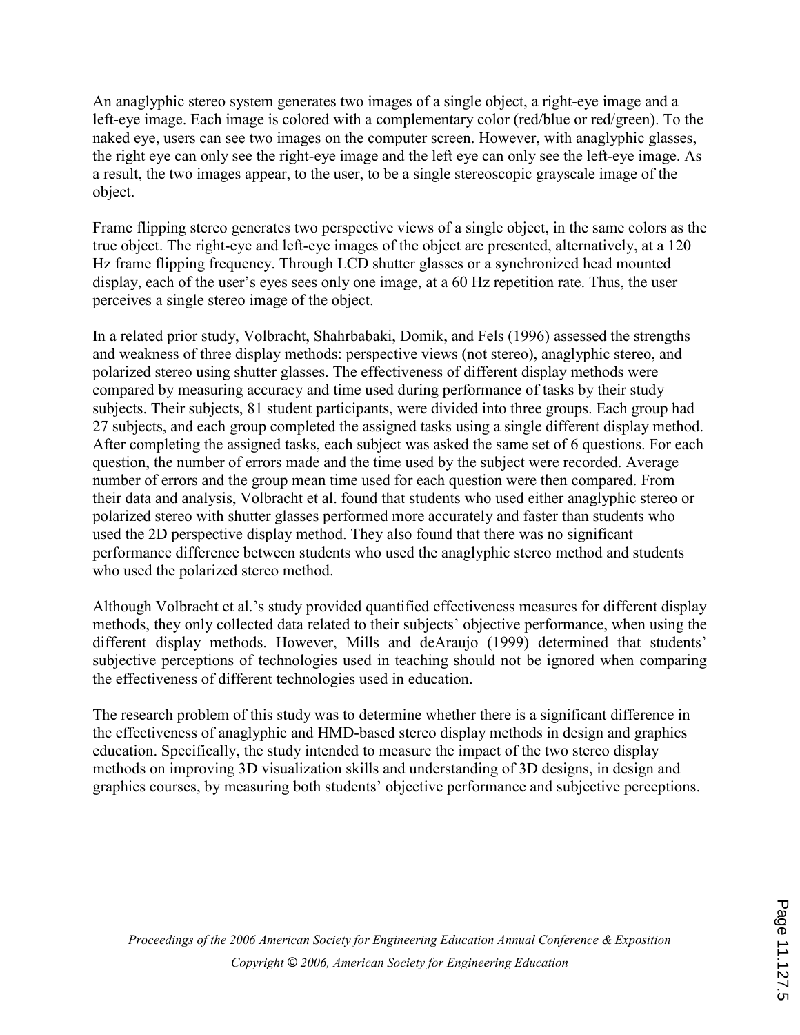An anaglyphic stereo system generates two images of a single object, a right-eye image and a left-eye image. Each image is colored with a complementary color (red/blue or red/green). To the naked eye, users can see two images on the computer screen. However, with anaglyphic glasses, the right eye can only see the right-eye image and the left eye can only see the left-eye image. As a result, the two images appear, to the user, to be a single stereoscopic grayscale image of the object.

Frame flipping stereo generates two perspective views of a single object, in the same colors as the true object. The right-eye and left-eye images of the object are presented, alternatively, at a 120 Hz frame flipping frequency. Through LCD shutter glasses or a synchronized head mounted display, each of the user's eyes sees only one image, at a 60 Hz repetition rate. Thus, the user perceives a single stereo image of the object.

In a related prior study, Volbracht, Shahrbabaki, Domik, and Fels (1996) assessed the strengths and weakness of three display methods: perspective views (not stereo), anaglyphic stereo, and polarized stereo using shutter glasses. The effectiveness of different display methods were compared by measuring accuracy and time used during performance of tasks by their study subjects. Their subjects, 81 student participants, were divided into three groups. Each group had 27 subjects, and each group completed the assigned tasks using a single different display method. After completing the assigned tasks, each subject was asked the same set of 6 questions. For each question, the number of errors made and the time used by the subject were recorded. Average number of errors and the group mean time used for each question were then compared. From their data and analysis, Volbracht et al. found that students who used either anaglyphic stereo or polarized stereo with shutter glasses performed more accurately and faster than students who used the 2D perspective display method. They also found that there was no significant performance difference between students who used the anaglyphic stereo method and students who used the polarized stereo method.

Although Volbracht et al.'s study provided quantified effectiveness measures for different display methods, they only collected data related to their subjects' objective performance, when using the different display methods. However, Mills and deAraujo (1999) determined that students' subjective perceptions of technologies used in teaching should not be ignored when comparing the effectiveness of different technologies used in education.

The research problem of this study was to determine whether there is a significant difference in the effectiveness of anaglyphic and HMD-based stereo display methods in design and graphics education. Specifically, the study intended to measure the impact of the two stereo display methods on improving 3D visualization skills and understanding of 3D designs, in design and graphics courses, by measuring both students' objective performance and subjective perceptions.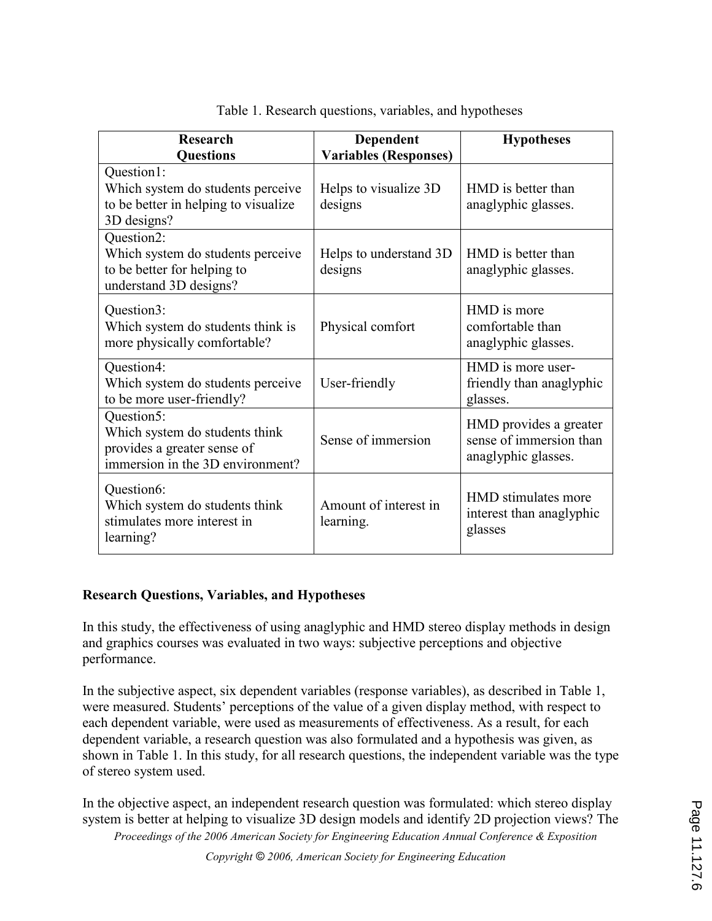Table 1. Research questions, variables, and hypotheses

| Research Questions | Dependent Variables (Responses) | Hypotheses |
|---|---|---|
| Question1: Which system do students perceive to be better in helping to visualize 3D designs? | Helps to visualize 3D designs | HMD is better than anaglyphic glasses. |
| Question2: Which system do students perceive to be better for helping to understand 3D designs? | Helps to understand 3D designs | HMD is better than anaglyphic glasses. |
| Question3: Which system do students think is more physically comfortable? | Physical comfort | HMD is more comfortable than anaglyphic glasses. |
| Question4: Which system do students perceive to be more user-friendly? | User-friendly | HMD is more user-friendly than anaglyphic glasses. |
| Question5: Which system do students think provides a greater sense of immersion in the 3D environment? | Sense of immersion | HMD provides a greater sense of immersion than anaglyphic glasses. |
| Question6: Which system do students think stimulates more interest in learning? | Amount of interest in learning. | HMD stimulates more interest than anaglyphic glasses |

**Research Questions, Variables, and Hypotheses**

In this study, the effectiveness of using anaglyphic and HMD stereo display methods in design and graphics courses was evaluated in two ways: subjective perceptions and objective performance.

In the subjective aspect, six dependent variables (response variables), as described in Table 1, were measured. Students' perceptions of the value of a given display method, with respect to each dependent variable, were used as measurements of effectiveness. As a result, for each dependent variable, a research question was also formulated and a hypothesis was given, as shown in Table 1. In this study, for all research questions, the independent variable was the type of stereo system used.

In the objective aspect, an independent research question was formulated: which stereo display system is better at helping to visualize 3D design models and identify 2D projection views? The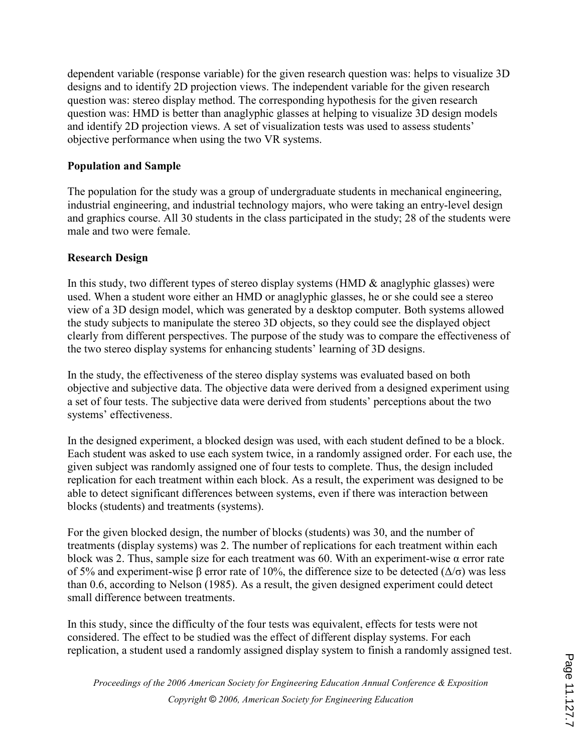dependent variable (response variable) for the given research question was: helps to visualize 3D designs and to identify 2D projection views. The independent variable for the given research question was: stereo display method. The corresponding hypothesis for the given research question was: HMD is better than anaglyphic glasses at helping to visualize 3D design models and identify 2D projection views. A set of visualization tests was used to assess students' objective performance when using the two VR systems.

**Population and Sample**

The population for the study was a group of undergraduate students in mechanical engineering, industrial engineering, and industrial technology majors, who were taking an entry-level design and graphics course. All 30 students in the class participated in the study; 28 of the students were male and two were female.

**Research Design**

In this study, two different types of stereo display systems (HMD & anaglyphic glasses) were used. When a student wore either an HMD or anaglyphic glasses, he or she could see a stereo view of a 3D design model, which was generated by a desktop computer. Both systems allowed the study subjects to manipulate the stereo 3D objects, so they could see the displayed object clearly from different perspectives. The purpose of the study was to compare the effectiveness of the two stereo display systems for enhancing students' learning of 3D designs.

In the study, the effectiveness of the stereo display systems was evaluated based on both objective and subjective data. The objective data were derived from a designed experiment using a set of four tests. The subjective data were derived from students' perceptions about the two systems' effectiveness.

In the designed experiment, a blocked design was used, with each student defined to be a block. Each student was asked to use each system twice, in a randomly assigned order. For each use, the given subject was randomly assigned one of four tests to complete. Thus, the design included replication for each treatment within each block. As a result, the experiment was designed to be able to detect significant differences between systems, even if there was interaction between blocks (students) and treatments (systems).

For the given blocked design, the number of blocks (students) was 30, and the number of treatments (display systems) was 2. The number of replications for each treatment within each block was 2. Thus, sample size for each treatment was 60. With an experiment-wise $\alpha$ error rate of 5% and experiment-wise $\beta$ error rate of 10%, the difference size to be detected ($\Delta/\sigma$) was less than 0.6, according to Nelson (1985). As a result, the given designed experiment could detect small difference between treatments.

In this study, since the difficulty of the four tests was equivalent, effects for tests were not considered. The effect to be studied was the effect of different display systems. For each replication, a student used a randomly assigned display system to finish a randomly assigned test.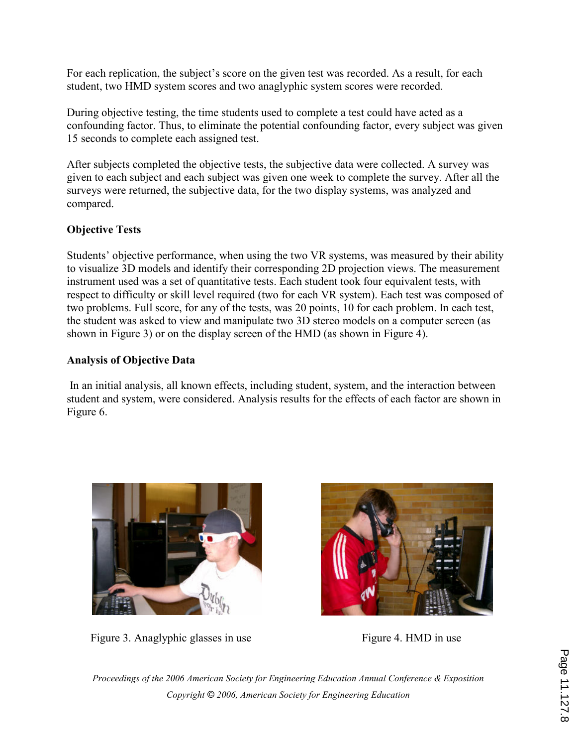For each replication, the subject's score on the given test was recorded. As a result, for each student, two HMD system scores and two anaglyphic system scores were recorded.

During objective testing, the time students used to complete a test could have acted as a confounding factor. Thus, to eliminate the potential confounding factor, every subject was given 15 seconds to complete each assigned test.

After subjects completed the objective tests, the subjective data were collected. A survey was given to each subject and each subject was given one week to complete the survey. After all the surveys were returned, the subjective data, for the two display systems, was analyzed and compared.

**Objective Tests**

Students' objective performance, when using the two VR systems, was measured by their ability to visualize 3D models and identify their corresponding 2D projection views. The measurement instrument used was a set of quantitative tests. Each student took four equivalent tests, with respect to difficulty or skill level required (two for each VR system). Each test was composed of two problems. Full score, for any of the tests, was 20 points, 10 for each problem. In each test, the student was asked to view and manipulate two 3D stereo models on a computer screen (as shown in Figure 3) or on the display screen of the HMD (as shown in Figure 4).

**Analysis of Objective Data**

In an initial analysis, all known effects, including student, system, and the interaction between student and system, were considered. Analysis results for the effects of each factor are shown in Figure 6.

Figure 3. Anaglyphic glasses in use

Figure 4. HMD in use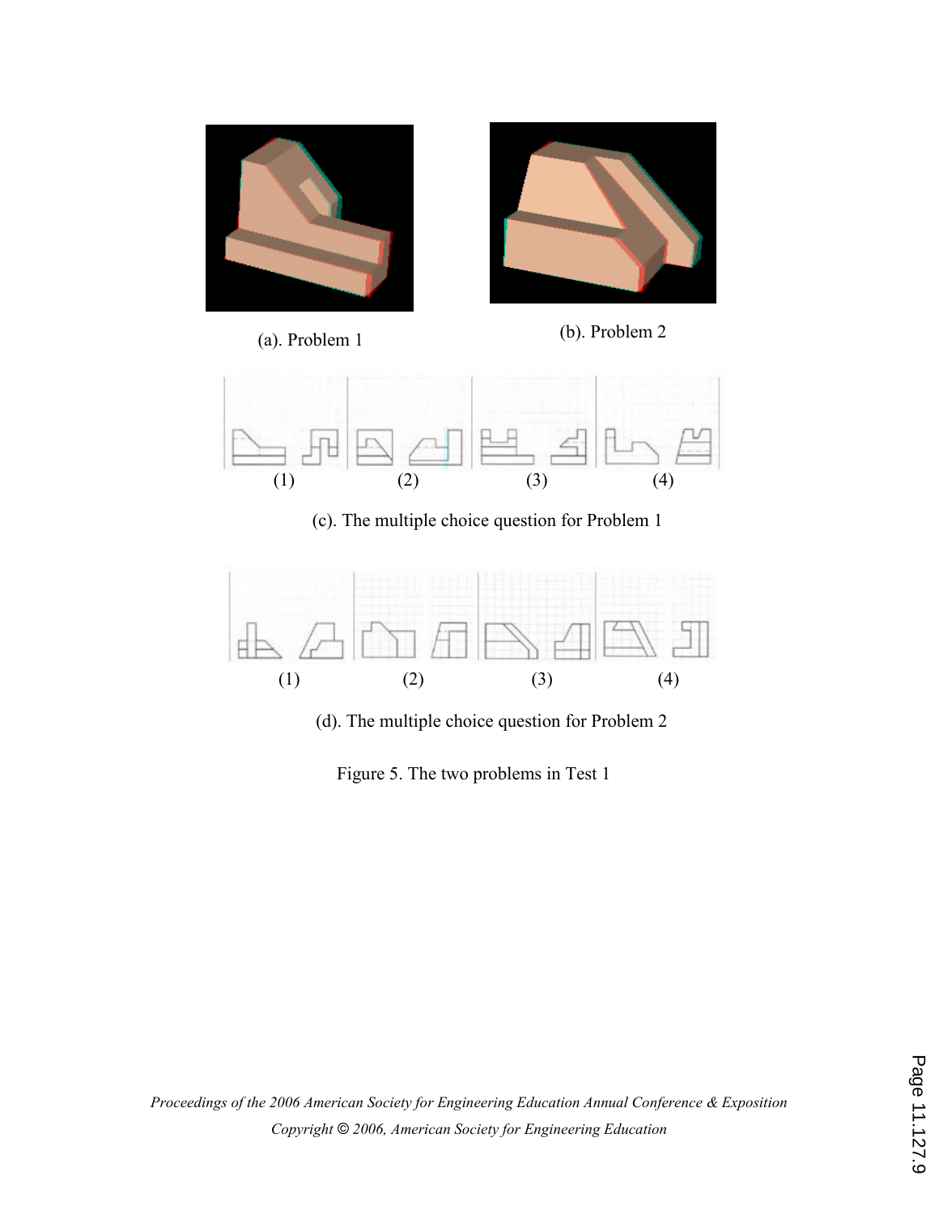(a). Problem 1

(b). Problem 2

(1) (2) (3) (4)

(c). The multiple choice question for Problem 1

(1) (2) (3) (4)

(d). The multiple choice question for Problem 2

Figure 5. The two problems in Test 1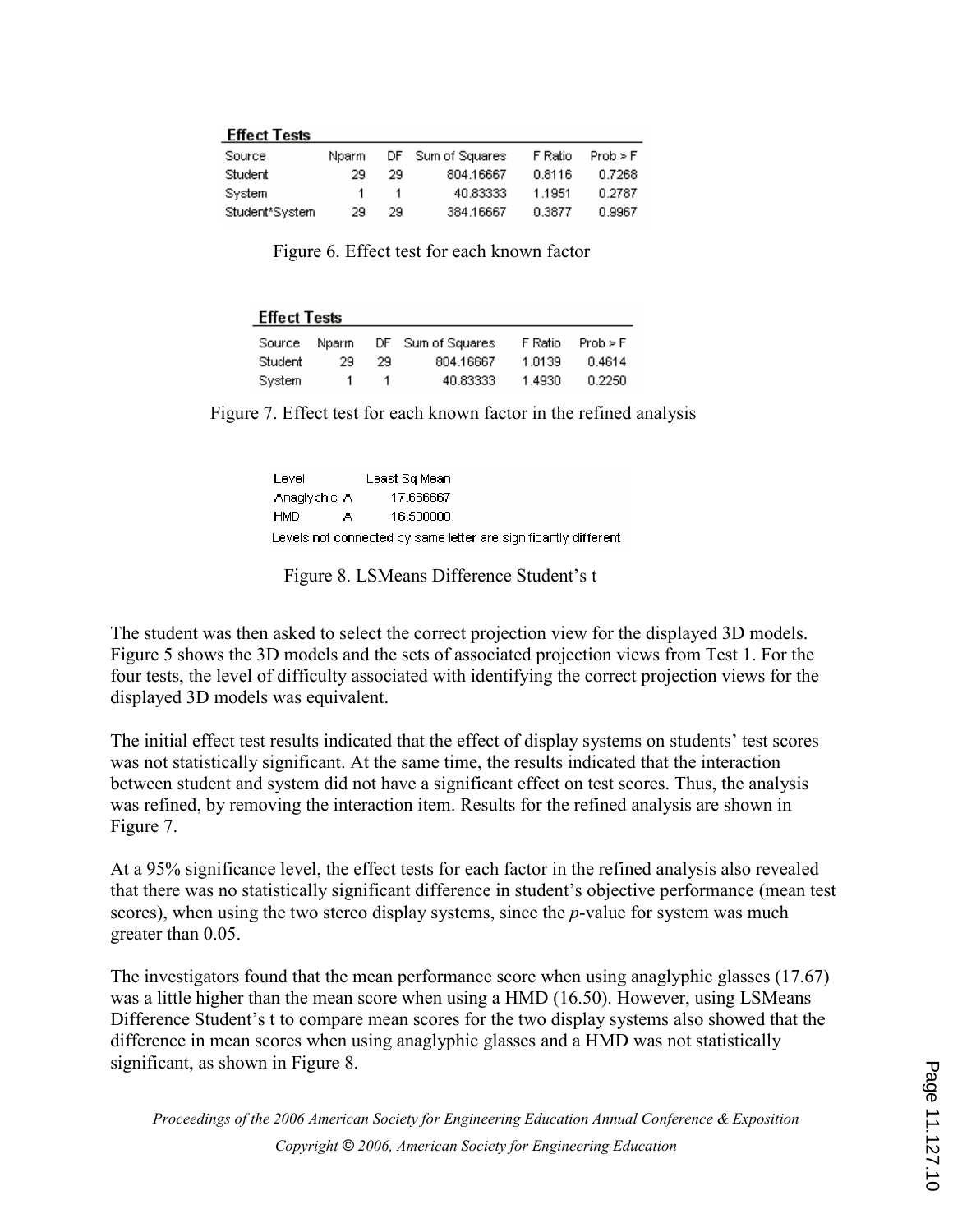**Effect Tests**

| Source | Nparm | DF | Sum of Squares | F Ratio | Prob > F |
|---|---|---|---|---|---|
| Student | 29 | 29 | 804.16667 | 0.8116 | 0.7268 |
| System | 1 | 1 | 40.83333 | 1.1951 | 0.2787 |
| Student*System | 29 | 29 | 384.16667 | 0.3877 | 0.9967 |

Figure 6. Effect test for each known factor

**Effect Tests**

| Source | Nparm | DF | Sum of Squares | F Ratio | Prob > F |
|---|---|---|---|---|---|
| Student | 29 | 29 | 804.16667 | 1.0139 | 0.4614 |
| System | 1 | 1 | 40.83333 | 1.4930 | 0.2250 |

Figure 7. Effect test for each known factor in the refined analysis

| Level | | Least Sq Mean |
|---|---|---|
| Anaglyphic | A | 17.666667 |
| HMD | A | 16.500000 |

Levels not connected by same letter are significantly different

Figure 8. LSMeans Difference Student's t

The student was then asked to select the correct projection view for the displayed 3D models. Figure 5 shows the 3D models and the sets of associated projection views from Test 1. For the four tests, the level of difficulty associated with identifying the correct projection views for the displayed 3D models was equivalent.

The initial effect test results indicated that the effect of display systems on students' test scores was not statistically significant. At the same time, the results indicated that the interaction between student and system did not have a significant effect on test scores. Thus, the analysis was refined, by removing the interaction item. Results for the refined analysis are shown in Figure 7.

At a 95% significance level, the effect tests for each factor in the refined analysis also revealed that there was no statistically significant difference in student's objective performance (mean test scores), when using the two stereo display systems, since the *p*-value for system was much greater than 0.05.

The investigators found that the mean performance score when using anaglyphic glasses (17.67) was a little higher than the mean score when using a HMD (16.50). However, using LSMeans Difference Student's t to compare mean scores for the two display systems also showed that the difference in mean scores when using anaglyphic glasses and a HMD was not statistically significant, as shown in Figure 8.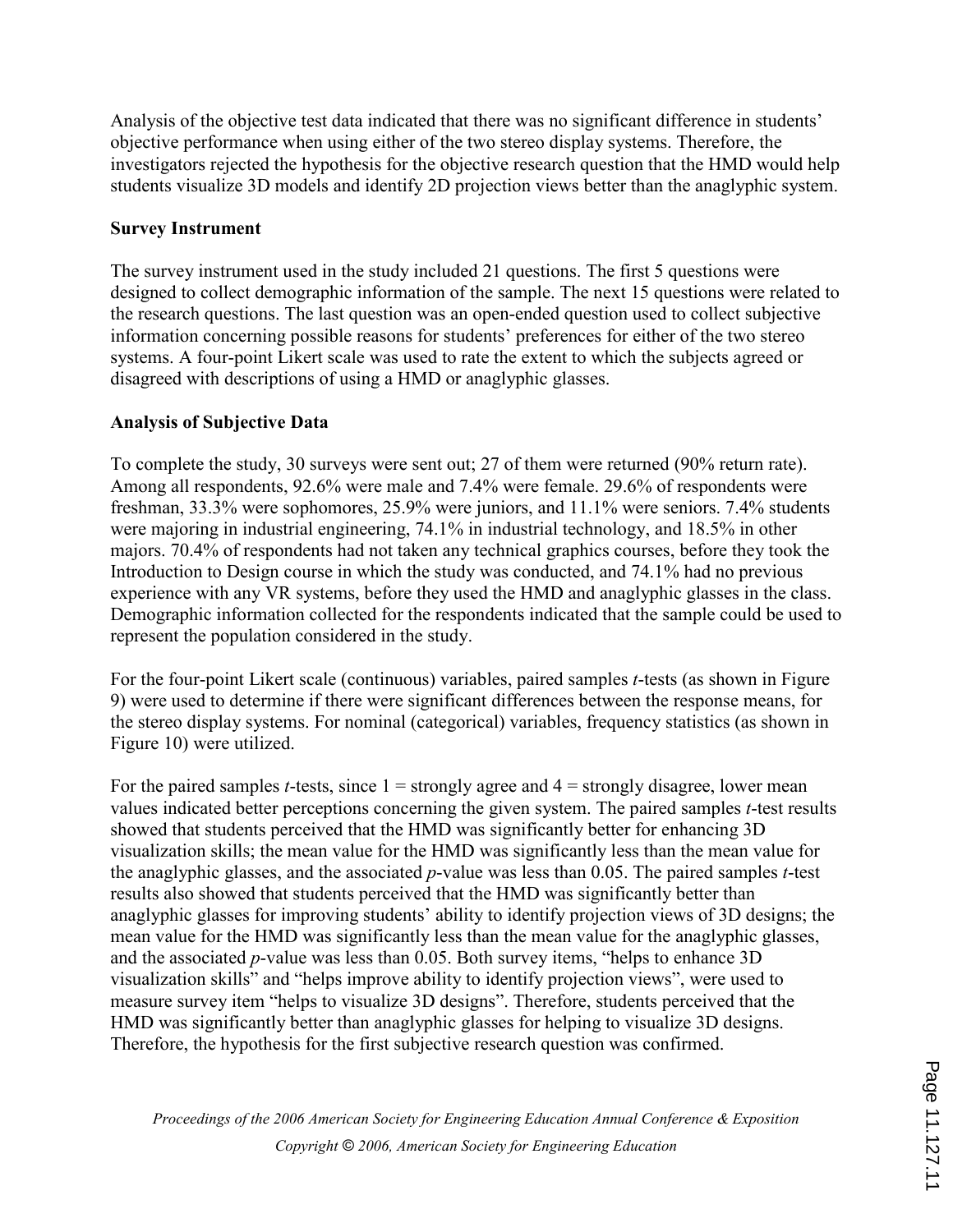Analysis of the objective test data indicated that there was no significant difference in students' objective performance when using either of the two stereo display systems. Therefore, the investigators rejected the hypothesis for the objective research question that the HMD would help students visualize 3D models and identify 2D projection views better than the anaglyphic system.

**Survey Instrument**

The survey instrument used in the study included 21 questions. The first 5 questions were designed to collect demographic information of the sample. The next 15 questions were related to the research questions. The last question was an open-ended question used to collect subjective information concerning possible reasons for students' preferences for either of the two stereo systems. A four-point Likert scale was used to rate the extent to which the subjects agreed or disagreed with descriptions of using a HMD or anaglyphic glasses.

**Analysis of Subjective Data**

To complete the study, 30 surveys were sent out; 27 of them were returned (90% return rate). Among all respondents, 92.6% were male and 7.4% were female. 29.6% of respondents were freshman, 33.3% were sophomores, 25.9% were juniors, and 11.1% were seniors. 7.4% students were majoring in industrial engineering, 74.1% in industrial technology, and 18.5% in other majors. 70.4% of respondents had not taken any technical graphics courses, before they took the Introduction to Design course in which the study was conducted, and 74.1% had no previous experience with any VR systems, before they used the HMD and anaglyphic glasses in the class. Demographic information collected for the respondents indicated that the sample could be used to represent the population considered in the study.

For the four-point Likert scale (continuous) variables, paired samples *t*-tests (as shown in Figure 9) were used to determine if there were significant differences between the response means, for the stereo display systems. For nominal (categorical) variables, frequency statistics (as shown in Figure 10) were utilized.

For the paired samples *t*-tests, since 1 = strongly agree and 4 = strongly disagree, lower mean values indicated better perceptions concerning the given system. The paired samples *t*-test results showed that students perceived that the HMD was significantly better for enhancing 3D visualization skills; the mean value for the HMD was significantly less than the mean value for the anaglyphic glasses, and the associated *p*-value was less than 0.05. The paired samples *t*-test results also showed that students perceived that the HMD was significantly better than anaglyphic glasses for improving students' ability to identify projection views of 3D designs; the mean value for the HMD was significantly less than the mean value for the anaglyphic glasses, and the associated *p*-value was less than 0.05. Both survey items, "helps to enhance 3D visualization skills" and "helps improve ability to identify projection views", were used to measure survey item "helps to visualize 3D designs". Therefore, students perceived that the HMD was significantly better than anaglyphic glasses for helping to visualize 3D designs. Therefore, the hypothesis for the first subjective research question was confirmed.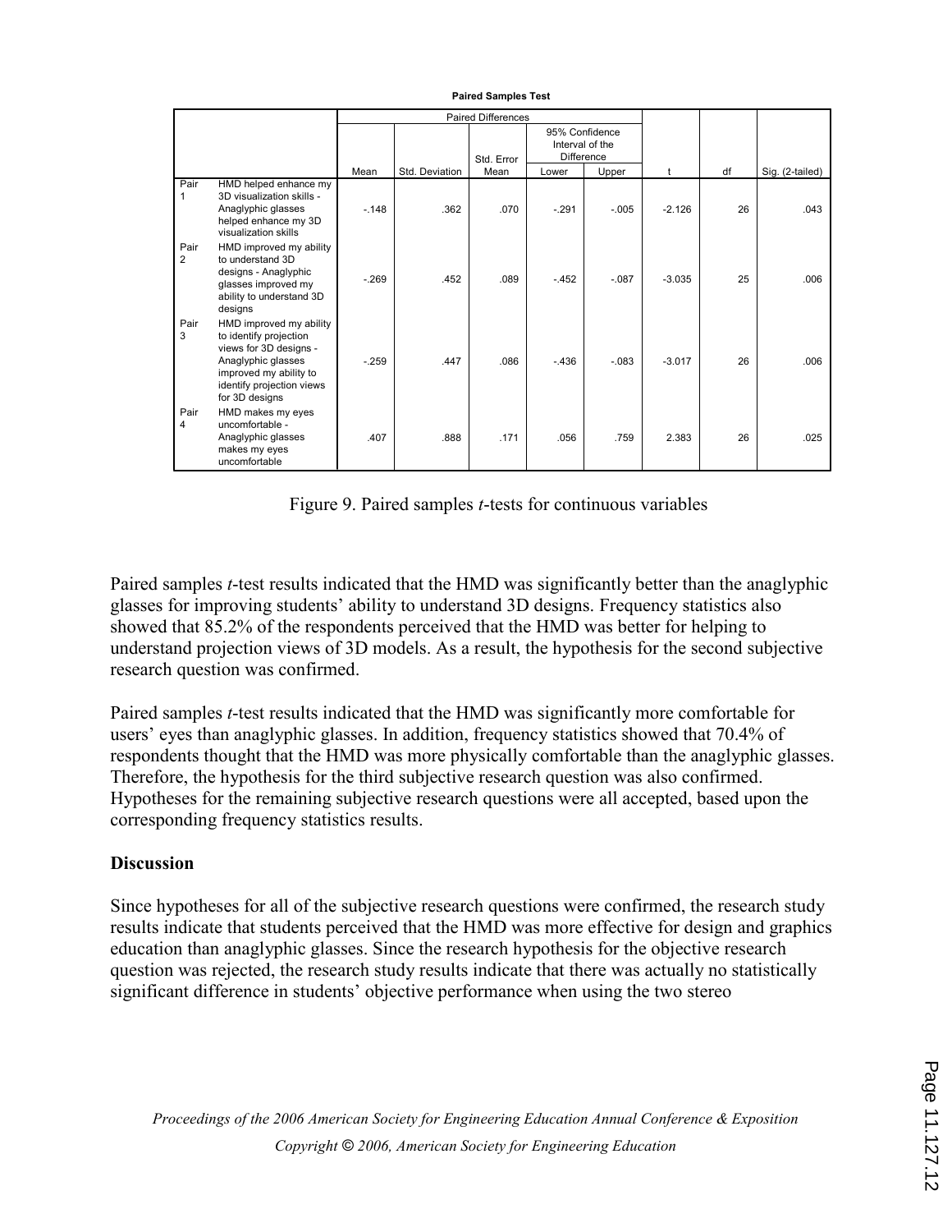**Paired Samples Test**

| | | Paired Differences | | | | | t | df | Sig. (2-tailed) |
|---|---|---|---|---|---|---|---|---|---|
| | | Mean | Std. Deviation | Std. Error Mean | 95% Confidence Interval of the Difference Lower | 95% Confidence Interval of the Difference Upper | | | |
| Pair 1 | HMD helped enhance my 3D visualization skills - Anaglyphic glasses helped enhance my 3D visualization skills | -.148 | .362 | .070 | -.291 | -.005 | -2.126 | 26 | .043 |
| Pair 2 | HMD improved my ability to understand 3D designs - Anaglyphic glasses improved my ability to understand 3D designs | -.269 | .452 | .089 | -.452 | -.087 | -3.035 | 25 | .006 |
| Pair 3 | HMD improved my ability to identify projection views for 3D designs - Anaglyphic glasses improved my ability to identify projection views for 3D designs | -.259 | .447 | .086 | -.436 | -.083 | -3.017 | 26 | .006 |
| Pair 4 | HMD makes my eyes uncomfortable - Anaglyphic glasses makes my eyes uncomfortable | .407 | .888 | .171 | .056 | .759 | 2.383 | 26 | .025 |

Figure 9. Paired samples *t*-tests for continuous variables

Paired samples *t*-test results indicated that the HMD was significantly better than the anaglyphic glasses for improving students' ability to understand 3D designs. Frequency statistics also showed that 85.2% of the respondents perceived that the HMD was better for helping to understand projection views of 3D models. As a result, the hypothesis for the second subjective research question was confirmed.

Paired samples *t*-test results indicated that the HMD was significantly more comfortable for users' eyes than anaglyphic glasses. In addition, frequency statistics showed that 70.4% of respondents thought that the HMD was more physically comfortable than the anaglyphic glasses. Therefore, the hypothesis for the third subjective research question was also confirmed. Hypotheses for the remaining subjective research questions were all accepted, based upon the corresponding frequency statistics results.

## Discussion

Since hypotheses for all of the subjective research questions were confirmed, the research study results indicate that students perceived that the HMD was more effective for design and graphics education than anaglyphic glasses. Since the research hypothesis for the objective research question was rejected, the research study results indicate that there was actually no statistically significant difference in students' objective performance when using the two stereo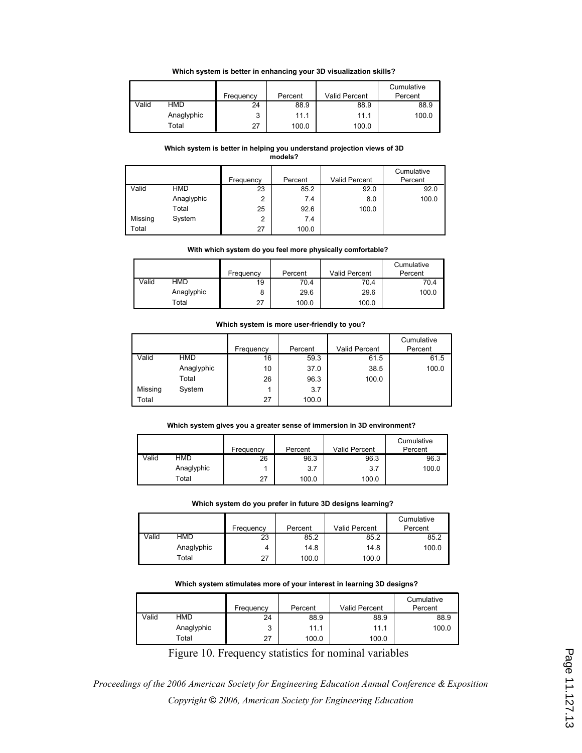**Which system is better in enhancing your 3D visualization skills?**

| | | Frequency | Percent | Valid Percent | Cumulative Percent |
|---|---|---|---|---|---|
| Valid | HMD | 24 | 88.9 | 88.9 | 88.9 |
| | Anaglyphic | 3 | 11.1 | 11.1 | 100.0 |
| | Total | 27 | 100.0 | 100.0 | |

**Which system is better in helping you understand projection views of 3D models?**

| | | Frequency | Percent | Valid Percent | Cumulative Percent |
|---|---|---|---|---|---|
| Valid | HMD | 23 | 85.2 | 92.0 | 92.0 |
| | Anaglyphic | 2 | 7.4 | 8.0 | 100.0 |
| | Total | 25 | 92.6 | 100.0 | |
| Missing | System | 2 | 7.4 | | |
| Total | | 27 | 100.0 | | |

**With which system do you feel more physically comfortable?**

| | | Frequency | Percent | Valid Percent | Cumulative Percent |
|---|---|---|---|---|---|
| Valid | HMD | 19 | 70.4 | 70.4 | 70.4 |
| | Anaglyphic | 8 | 29.6 | 29.6 | 100.0 |
| | Total | 27 | 100.0 | 100.0 | |

**Which system is more user-friendly to you?**

| | | Frequency | Percent | Valid Percent | Cumulative Percent |
|---|---|---|---|---|---|
| Valid | HMD | 16 | 59.3 | 61.5 | 61.5 |
| | Anaglyphic | 10 | 37.0 | 38.5 | 100.0 |
| | Total | 26 | 96.3 | 100.0 | |
| Missing | System | 1 | 3.7 | | |
| Total | | 27 | 100.0 | | |

**Which system gives you a greater sense of immersion in 3D environment?**

| | | Frequency | Percent | Valid Percent | Cumulative Percent |
|---|---|---|---|---|---|
| Valid | HMD | 26 | 96.3 | 96.3 | 96.3 |
| | Anaglyphic | 1 | 3.7 | 3.7 | 100.0 |
| | Total | 27 | 100.0 | 100.0 | |

**Which system do you prefer in future 3D designs learning?**

| | | Frequency | Percent | Valid Percent | Cumulative Percent |
|---|---|---|---|---|---|
| Valid | HMD | 23 | 85.2 | 85.2 | 85.2 |
| | Anaglyphic | 4 | 14.8 | 14.8 | 100.0 |
| | Total | 27 | 100.0 | 100.0 | |

**Which system stimulates more of your interest in learning 3D designs?**

| | | Frequency | Percent | Valid Percent | Cumulative Percent |
|---|---|---|---|---|---|
| Valid | HMD | 24 | 88.9 | 88.9 | 88.9 |
| | Anaglyphic | 3 | 11.1 | 11.1 | 100.0 |
| | Total | 27 | 100.0 | 100.0 | |

Figure 10. Frequency statistics for nominal variables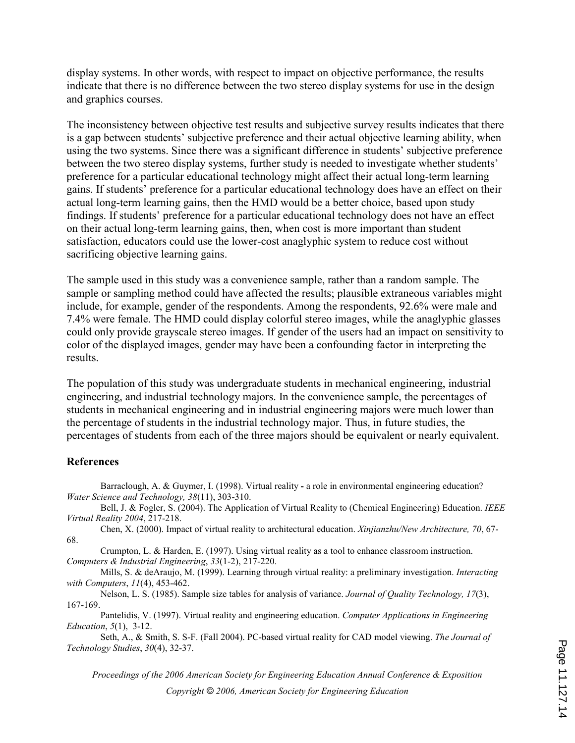display systems. In other words, with respect to impact on objective performance, the results indicate that there is no difference between the two stereo display systems for use in the design and graphics courses.

The inconsistency between objective test results and subjective survey results indicates that there is a gap between students' subjective preference and their actual objective learning ability, when using the two systems. Since there was a significant difference in students' subjective preference between the two stereo display systems, further study is needed to investigate whether students' preference for a particular educational technology might affect their actual long-term learning gains. If students' preference for a particular educational technology does have an effect on their actual long-term learning gains, then the HMD would be a better choice, based upon study findings. If students' preference for a particular educational technology does not have an effect on their actual long-term learning gains, then, when cost is more important than student satisfaction, educators could use the lower-cost anaglyphic system to reduce cost without sacrificing objective learning gains.

The sample used in this study was a convenience sample, rather than a random sample. The sample or sampling method could have affected the results; plausible extraneous variables might include, for example, gender of the respondents. Among the respondents, 92.6% were male and 7.4% were female. The HMD could display colorful stereo images, while the anaglyphic glasses could only provide grayscale stereo images. If gender of the users had an impact on sensitivity to color of the displayed images, gender may have been a confounding factor in interpreting the results.

The population of this study was undergraduate students in mechanical engineering, industrial engineering, and industrial technology majors. In the convenience sample, the percentages of students in mechanical engineering and in industrial engineering majors were much lower than the percentage of students in the industrial technology major. Thus, in future studies, the percentages of students from each of the three majors should be equivalent or nearly equivalent.

## References

Barraclough, A. & Guymer, I. (1998). Virtual reality - a role in environmental engineering education? *Water Science and Technology, 38*(11), 303-310.

Bell, J. & Fogler, S. (2004). The Application of Virtual Reality to (Chemical Engineering) Education. *IEEE Virtual Reality 2004*, 217-218.

Chen, X. (2000). Impact of virtual reality to architectural education. *Xinjianzhu/New Architecture, 70*, 67-68.

Crumpton, L. & Harden, E. (1997). Using virtual reality as a tool to enhance classroom instruction. *Computers & Industrial Engineering*, *33*(1-2), 217-220.

Mills, S. & deAraujo, M. (1999). Learning through virtual reality: a preliminary investigation. *Interacting with Computers*, *11*(4), 453-462.

Nelson, L. S. (1985). Sample size tables for analysis of variance. *Journal of Quality Technology, 17*(3), 167-169.

Pantelidis, V. (1997). Virtual reality and engineering education. *Computer Applications in Engineering Education*, *5*(1), 3-12.

Seth, A., & Smith, S. S-F. (Fall 2004). PC-based virtual reality for CAD model viewing. *The Journal of Technology Studies*, *30*(4), 32-37.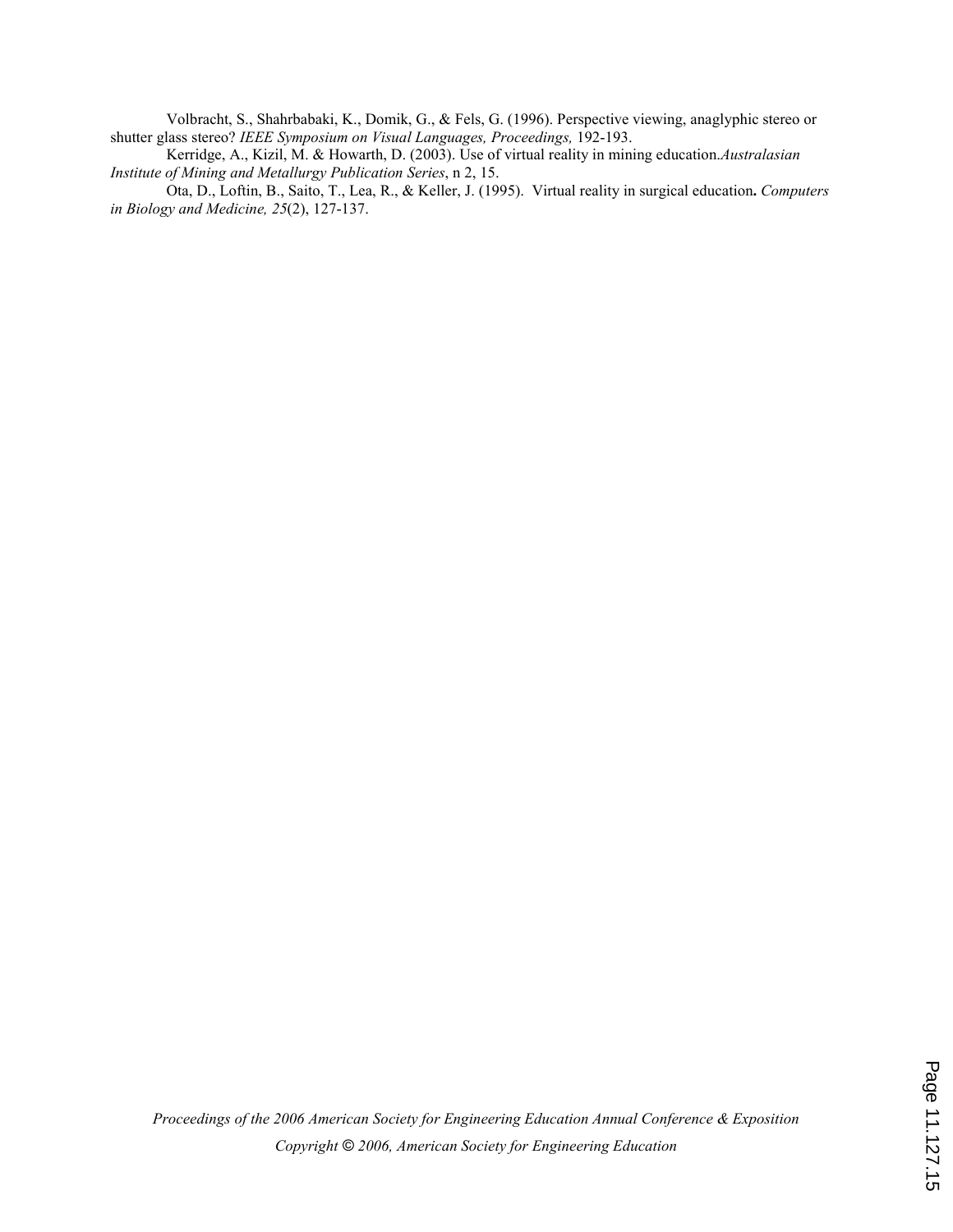Volbracht, S., Shahrbabaki, K., Domik, G., & Fels, G. (1996). Perspective viewing, anaglyphic stereo or shutter glass stereo? *IEEE Symposium on Visual Languages, Proceedings,* 192-193.

Kerridge, A., Kizil, M. & Howarth, D. (2003). Use of virtual reality in mining education.*Australasian Institute of Mining and Metallurgy Publication Series*, n 2, 15.

Ota, D., Loftin, B., Saito, T., Lea, R., & Keller, J. (1995). Virtual reality in surgical education**.** *Computers in Biology and Medicine, 25*(2), 127-137.